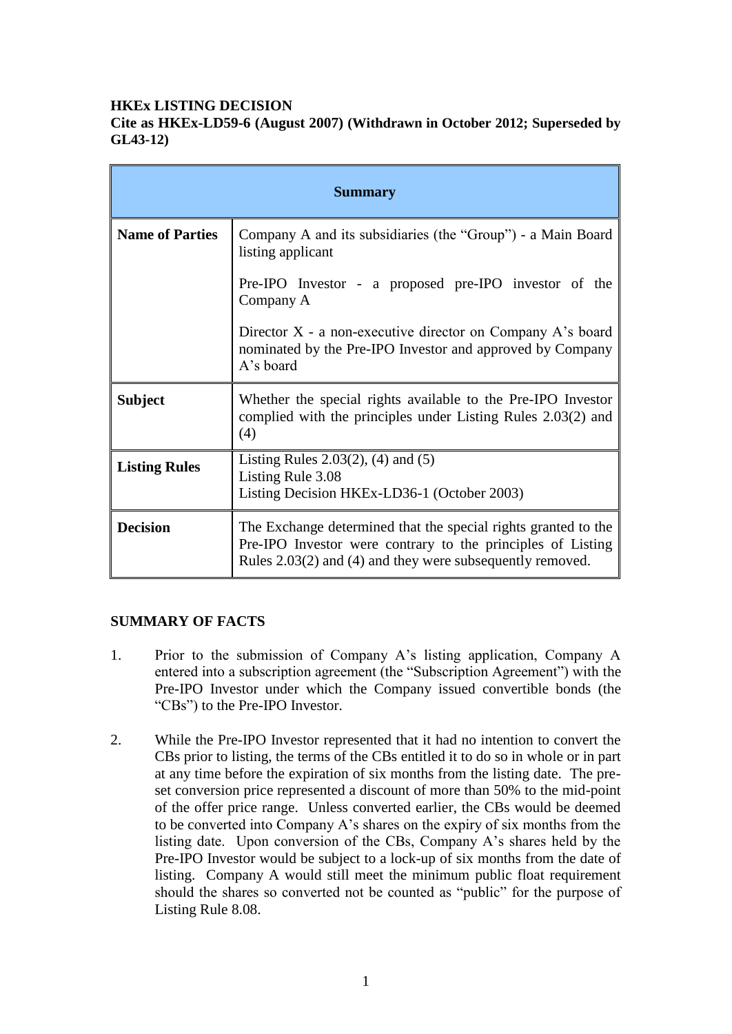**HKEx LISTING DECISION**
**Cite as HKEx-LD59-6 (August 2007) (Withdrawn in October 2012; Superseded by GL43-12)**

| **Summary** | |
|---|---|
| **Name of Parties** | Company A and its subsidiaries (the "Group") - a Main Board listing applicant<br><br>Pre-IPO Investor - a proposed pre-IPO investor of the Company A<br><br>Director X - a non-executive director on Company A's board nominated by the Pre-IPO Investor and approved by Company A's board |
| **Subject** | Whether the special rights available to the Pre-IPO Investor complied with the principles under Listing Rules 2.03(2) and (4) |
| **Listing Rules** | Listing Rules 2.03(2), (4) and (5)<br>Listing Rule 3.08<br>Listing Decision HKEx-LD36-1 (October 2003) |
| **Decision** | The Exchange determined that the special rights granted to the Pre-IPO Investor were contrary to the principles of Listing Rules 2.03(2) and (4) and they were subsequently removed. |

**SUMMARY OF FACTS**

1. Prior to the submission of Company A's listing application, Company A entered into a subscription agreement (the "Subscription Agreement") with the Pre-IPO Investor under which the Company issued convertible bonds (the "CBs") to the Pre-IPO Investor.

2. While the Pre-IPO Investor represented that it had no intention to convert the CBs prior to listing, the terms of the CBs entitled it to do so in whole or in part at any time before the expiration of six months from the listing date. The pre-set conversion price represented a discount of more than 50% to the mid-point of the offer price range. Unless converted earlier, the CBs would be deemed to be converted into Company A's shares on the expiry of six months from the listing date. Upon conversion of the CBs, Company A's shares held by the Pre-IPO Investor would be subject to a lock-up of six months from the date of listing. Company A would still meet the minimum public float requirement should the shares so converted not be counted as "public" for the purpose of Listing Rule 8.08.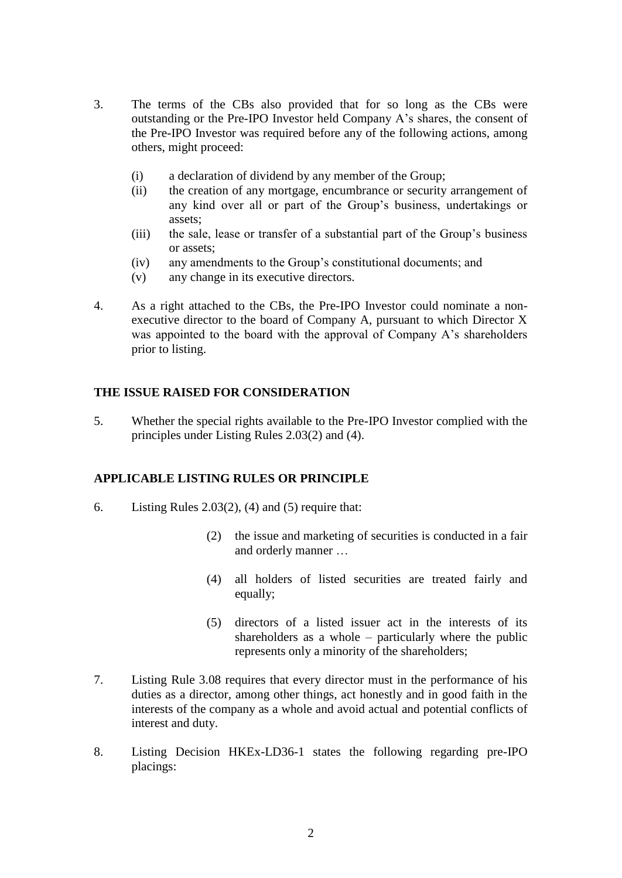3. The terms of the CBs also provided that for so long as the CBs were outstanding or the Pre-IPO Investor held Company A's shares, the consent of the Pre-IPO Investor was required before any of the following actions, among others, might proceed:

    (i) a declaration of dividend by any member of the Group;
    (ii) the creation of any mortgage, encumbrance or security arrangement of any kind over all or part of the Group's business, undertakings or assets;
    (iii) the sale, lease or transfer of a substantial part of the Group's business or assets;
    (iv) any amendments to the Group's constitutional documents; and
    (v) any change in its executive directors.

4. As a right attached to the CBs, the Pre-IPO Investor could nominate a non-executive director to the board of Company A, pursuant to which Director X was appointed to the board with the approval of Company A's shareholders prior to listing.

## THE ISSUE RAISED FOR CONSIDERATION

5. Whether the special rights available to the Pre-IPO Investor complied with the principles under Listing Rules 2.03(2) and (4).

## APPLICABLE LISTING RULES OR PRINCIPLE

6. Listing Rules 2.03(2), (4) and (5) require that:

    (2) the issue and marketing of securities is conducted in a fair and orderly manner …

    (4) all holders of listed securities are treated fairly and equally;

    (5) directors of a listed issuer act in the interests of its shareholders as a whole – particularly where the public represents only a minority of the shareholders;

7. Listing Rule 3.08 requires that every director must in the performance of his duties as a director, among other things, act honestly and in good faith in the interests of the company as a whole and avoid actual and potential conflicts of interest and duty.

8. Listing Decision HKEx-LD36-1 states the following regarding pre-IPO placings: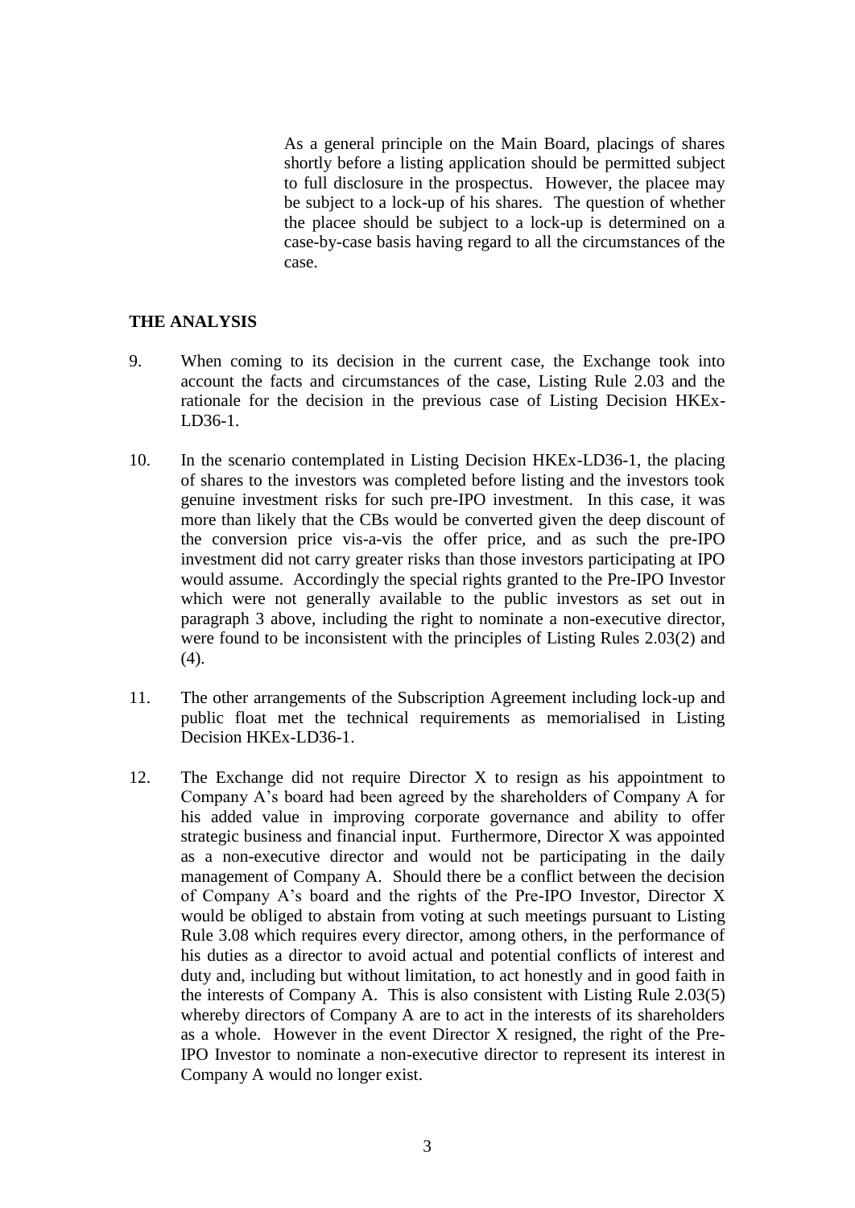As a general principle on the Main Board, placings of shares shortly before a listing application should be permitted subject to full disclosure in the prospectus. However, the placee may be subject to a lock-up of his shares. The question of whether the placee should be subject to a lock-up is determined on a case-by-case basis having regard to all the circumstances of the case.

## THE ANALYSIS

9. When coming to its decision in the current case, the Exchange took into account the facts and circumstances of the case, Listing Rule 2.03 and the rationale for the decision in the previous case of Listing Decision HKEx-LD36-1.

10. In the scenario contemplated in Listing Decision HKEx-LD36-1, the placing of shares to the investors was completed before listing and the investors took genuine investment risks for such pre-IPO investment. In this case, it was more than likely that the CBs would be converted given the deep discount of the conversion price vis-a-vis the offer price, and as such the pre-IPO investment did not carry greater risks than those investors participating at IPO would assume. Accordingly the special rights granted to the Pre-IPO Investor which were not generally available to the public investors as set out in paragraph 3 above, including the right to nominate a non-executive director, were found to be inconsistent with the principles of Listing Rules 2.03(2) and (4).

11. The other arrangements of the Subscription Agreement including lock-up and public float met the technical requirements as memorialised in Listing Decision HKEx-LD36-1.

12. The Exchange did not require Director X to resign as his appointment to Company A's board had been agreed by the shareholders of Company A for his added value in improving corporate governance and ability to offer strategic business and financial input. Furthermore, Director X was appointed as a non-executive director and would not be participating in the daily management of Company A. Should there be a conflict between the decision of Company A's board and the rights of the Pre-IPO Investor, Director X would be obliged to abstain from voting at such meetings pursuant to Listing Rule 3.08 which requires every director, among others, in the performance of his duties as a director to avoid actual and potential conflicts of interest and duty and, including but without limitation, to act honestly and in good faith in the interests of Company A. This is also consistent with Listing Rule 2.03(5) whereby directors of Company A are to act in the interests of its shareholders as a whole. However in the event Director X resigned, the right of the Pre-IPO Investor to nominate a non-executive director to represent its interest in Company A would no longer exist.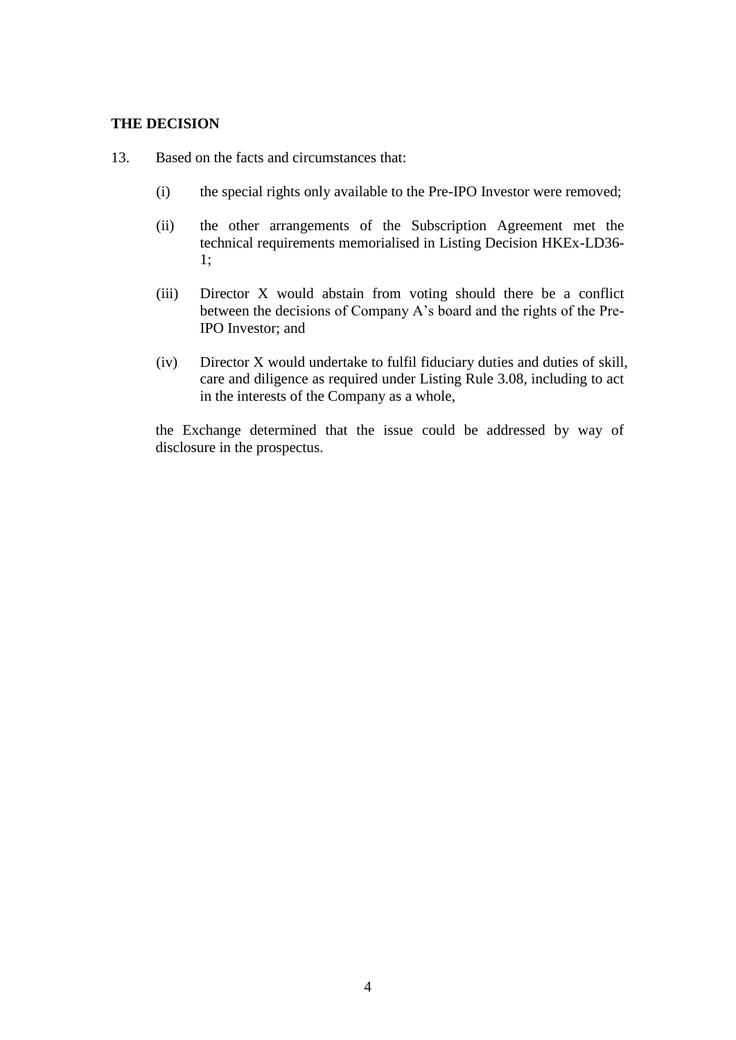## THE DECISION

13. Based on the facts and circumstances that:

    (i) the special rights only available to the Pre-IPO Investor were removed;

    (ii) the other arrangements of the Subscription Agreement met the technical requirements memorialised in Listing Decision HKEx-LD36-1;

    (iii) Director X would abstain from voting should there be a conflict between the decisions of Company A's board and the rights of the Pre-IPO Investor; and

    (iv) Director X would undertake to fulfil fiduciary duties and duties of skill, care and diligence as required under Listing Rule 3.08, including to act in the interests of the Company as a whole,

    the Exchange determined that the issue could be addressed by way of disclosure in the prospectus.